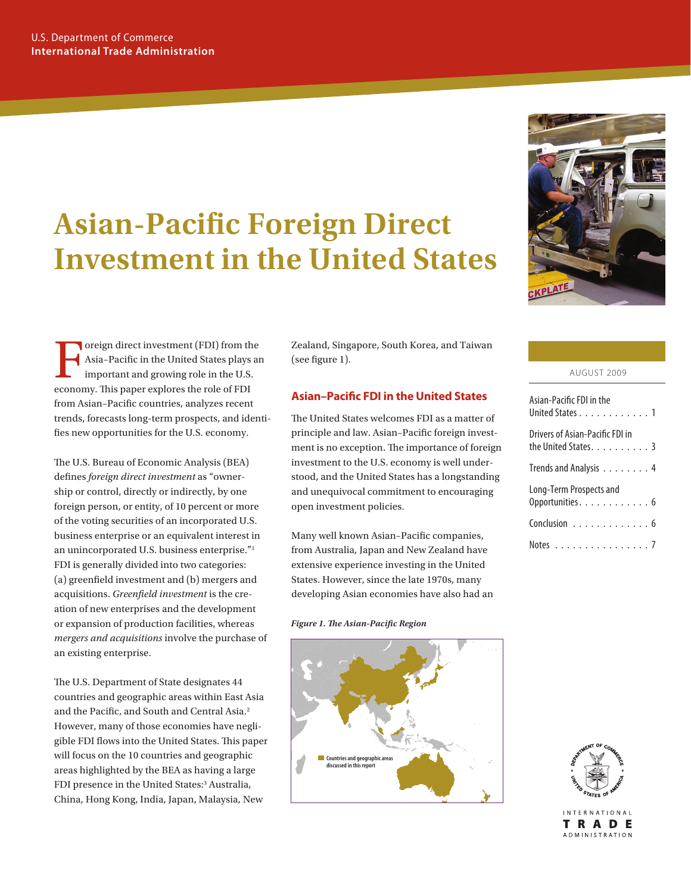U.S. Department of Commerce
**International Trade Administration**

# Asian-Pacific Foreign Direct Investment in the United States

AUGUST 2009

| | |
|---|---|
| Asian-Pacific FDI in the United States | 1 |
| Drivers of Asian-Pacific FDI in the United States | 3 |
| Trends and Analysis | 4 |
| Long-Term Prospects and Opportunities | 6 |
| Conclusion | 6 |
| Notes | 7 |

Foreign direct investment (FDI) from the Asia–Pacific in the United States plays an important and growing role in the U.S. economy. This paper explores the role of FDI from Asian–Pacific countries, analyzes recent trends, forecasts long-term prospects, and identifies new opportunities for the U.S. economy.

The U.S. Bureau of Economic Analysis (BEA) defines *foreign direct investment* as "ownership or control, directly or indirectly, by one foreign person, or entity, of 10 percent or more of the voting securities of an incorporated U.S. business enterprise or an equivalent interest in an unincorporated U.S. business enterprise."[1] FDI is generally divided into two categories: (a) greenfield investment and (b) mergers and acquisitions. *Greenfield investment* is the creation of new enterprises and the development or expansion of production facilities, whereas *mergers and acquisitions* involve the purchase of an existing enterprise.

The U.S. Department of State designates 44 countries and geographic areas within East Asia and the Pacific, and South and Central Asia.[2] However, many of those economies have negligible FDI flows into the United States. This paper will focus on the 10 countries and geographic areas highlighted by the BEA as having a large FDI presence in the United States:[3] Australia, China, Hong Kong, India, Japan, Malaysia, New Zealand, Singapore, South Korea, and Taiwan (see figure 1).

## Asian–Pacific FDI in the United States

The United States welcomes FDI as a matter of principle and law. Asian–Pacific foreign investment is no exception. The importance of foreign investment to the U.S. economy is well understood, and the United States has a longstanding and unequivocal commitment to encouraging open investment policies.

Many well known Asian–Pacific companies, from Australia, Japan and New Zealand have extensive experience investing in the United States. However, since the late 1970s, many developing Asian economies have also had an

***Figure 1. The Asian-Pacific Region***

Countries and geographic areas discussed in this report

INTERNATIONAL
**TRADE**
ADMINISTRATION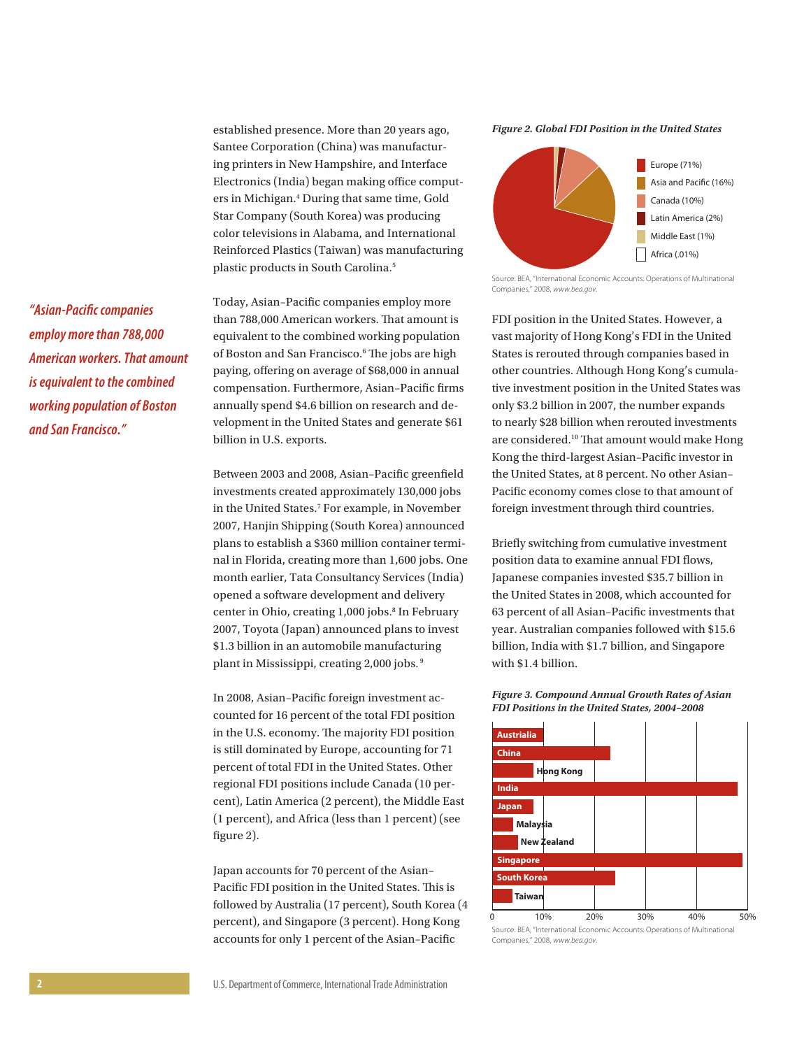established presence. More than 20 years ago, Santee Corporation (China) was manufacturing printers in New Hampshire, and Interface Electronics (India) began making office computers in Michigan.[4] During that same time, Gold Star Company (South Korea) was producing color televisions in Alabama, and International Reinforced Plastics (Taiwan) was manufacturing plastic products in South Carolina.[5]

*"Asian-Pacific companies employ more than 788,000 American workers. That amount is equivalent to the combined working population of Boston and San Francisco."*

Today, Asian–Pacific companies employ more than 788,000 American workers. That amount is equivalent to the combined working population of Boston and San Francisco.[6] The jobs are high paying, offering on average of $68,000 in annual compensation. Furthermore, Asian–Pacific firms annually spend $4.6 billion on research and development in the United States and generate $61 billion in U.S. exports.

Between 2003 and 2008, Asian–Pacific greenfield investments created approximately 130,000 jobs in the United States.[7] For example, in November 2007, Hanjin Shipping (South Korea) announced plans to establish a $360 million container terminal in Florida, creating more than 1,600 jobs. One month earlier, Tata Consultancy Services (India) opened a software development and delivery center in Ohio, creating 1,000 jobs.[8] In February 2007, Toyota (Japan) announced plans to invest $1.3 billion in an automobile manufacturing plant in Mississippi, creating 2,000 jobs.[9]

In 2008, Asian–Pacific foreign investment accounted for 16 percent of the total FDI position in the U.S. economy. The majority FDI position is still dominated by Europe, accounting for 71 percent of total FDI in the United States. Other regional FDI positions include Canada (10 percent), Latin America (2 percent), the Middle East (1 percent), and Africa (less than 1 percent) (see figure 2).

Japan accounts for 70 percent of the Asian–Pacific FDI position in the United States. This is followed by Australia (17 percent), South Korea (4 percent), and Singapore (3 percent). Hong Kong accounts for only 1 percent of the Asian–Pacific

*Figure 2. Global FDI Position in the United States*

| Region | Share |
|---|---|
| Europe | 71% |
| Asia and Pacific | 16% |
| Canada | 10% |
| Latin America | 2% |
| Middle East | 1% |
| Africa | .01% |

Source: BEA, "International Economic Accounts: Operations of Multinational Companies," 2008, *www.bea.gov*.

FDI position in the United States. However, a vast majority of Hong Kong's FDI in the United States is rerouted through companies based in other countries. Although Hong Kong's cumulative investment position in the United States was only $3.2 billion in 2007, the number expands to nearly $28 billion when rerouted investments are considered.[10] That amount would make Hong Kong the third-largest Asian–Pacific investor in the United States, at 8 percent. No other Asian–Pacific economy comes close to that amount of foreign investment through third countries.

Briefly switching from cumulative investment position data to examine annual FDI flows, Japanese companies invested $35.7 billion in the United States in 2008, which accounted for 63 percent of all Asian–Pacific investments that year. Australian companies followed with $15.6 billion, India with $1.7 billion, and Singapore with $1.4 billion.

*Figure 3. Compound Annual Growth Rates of Asian FDI Positions in the United States, 2004–2008*

| Economy | Approx. growth rate |
|---|---|
| Austrialia | ~10% |
| China | ~23% |
| Hong Kong | ~8% |
| India | ~48% |
| Japan | ~8% |
| Malaysia | ~4% |
| New Zealand | ~5% |
| Singapore | ~49% |
| South Korea | ~24% |
| Taiwan | ~4% |

Source: BEA, "International Economic Accounts: Operations of Multinational Companies," 2008, *www.bea.gov*.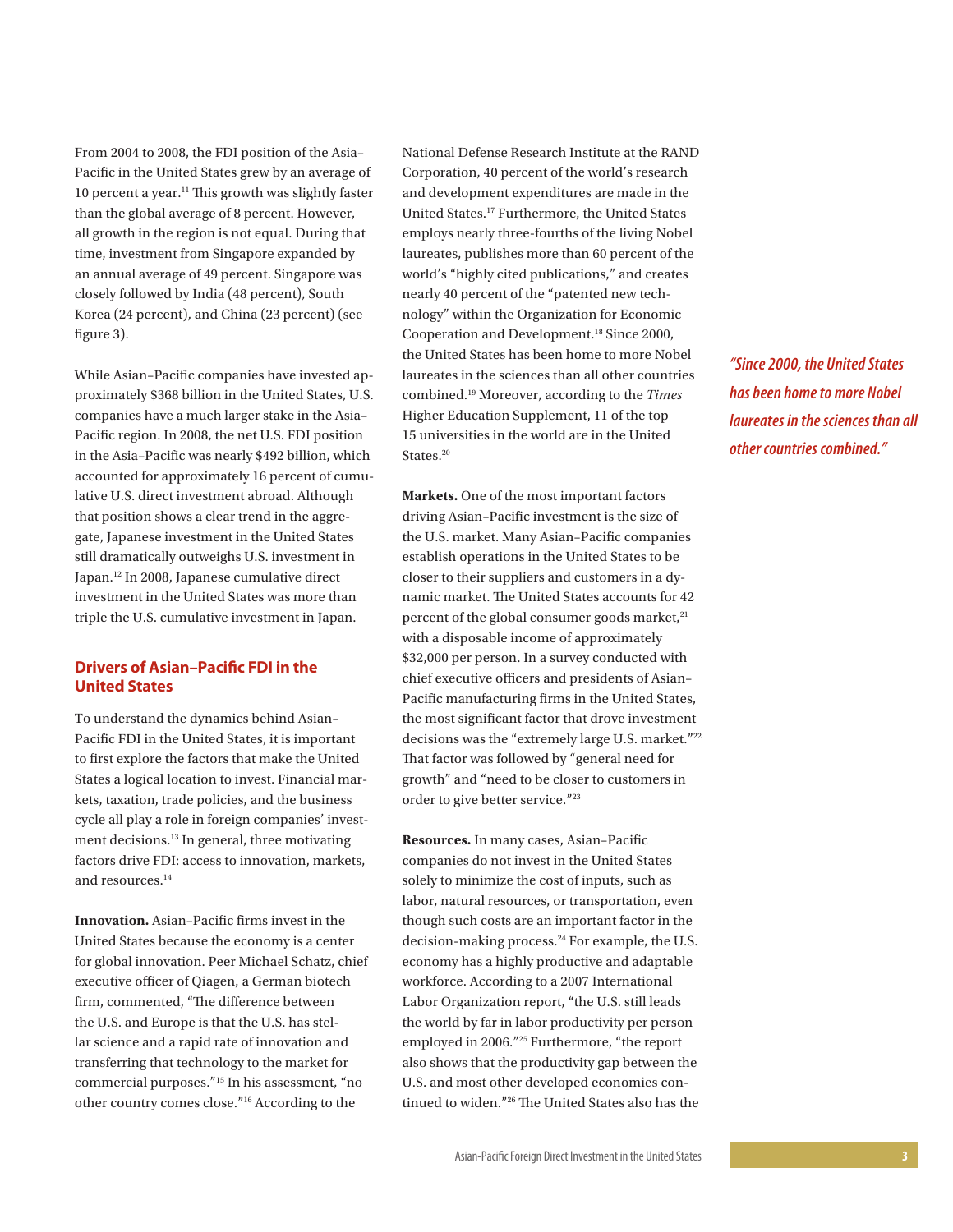From 2004 to 2008, the FDI position of the Asia–Pacific in the United States grew by an average of 10 percent a year.[11] This growth was slightly faster than the global average of 8 percent. However, all growth in the region is not equal. During that time, investment from Singapore expanded by an annual average of 49 percent. Singapore was closely followed by India (48 percent), South Korea (24 percent), and China (23 percent) (see figure 3).

While Asian–Pacific companies have invested approximately $368 billion in the United States, U.S. companies have a much larger stake in the Asia–Pacific region. In 2008, the net U.S. FDI position in the Asia–Pacific was nearly $492 billion, which accounted for approximately 16 percent of cumulative U.S. direct investment abroad. Although that position shows a clear trend in the aggregate, Japanese investment in the United States still dramatically outweighs U.S. investment in Japan.[12] In 2008, Japanese cumulative direct investment in the United States was more than triple the U.S. cumulative investment in Japan.

## Drivers of Asian–Pacific FDI in the United States

To understand the dynamics behind Asian–Pacific FDI in the United States, it is important to first explore the factors that make the United States a logical location to invest. Financial markets, taxation, trade policies, and the business cycle all play a role in foreign companies' investment decisions.[13] In general, three motivating factors drive FDI: access to innovation, markets, and resources.[14]

**Innovation.** Asian–Pacific firms invest in the United States because the economy is a center for global innovation. Peer Michael Schatz, chief executive officer of Qiagen, a German biotech firm, commented, "The difference between the U.S. and Europe is that the U.S. has stellar science and a rapid rate of innovation and transferring that technology to the market for commercial purposes."[15] In his assessment, "no other country comes close."[16] According to the National Defense Research Institute at the RAND Corporation, 40 percent of the world's research and development expenditures are made in the United States.[17] Furthermore, the United States employs nearly three-fourths of the living Nobel laureates, publishes more than 60 percent of the world's "highly cited publications," and creates nearly 40 percent of the "patented new technology" within the Organization for Economic Cooperation and Development.[18] Since 2000, the United States has been home to more Nobel laureates in the sciences than all other countries combined.[19] Moreover, according to the *Times* Higher Education Supplement, 11 of the top 15 universities in the world are in the United States.[20]

*"Since 2000, the United States has been home to more Nobel laureates in the sciences than all other countries combined."*

**Markets.** One of the most important factors driving Asian–Pacific investment is the size of the U.S. market. Many Asian–Pacific companies establish operations in the United States to be closer to their suppliers and customers in a dynamic market. The United States accounts for 42 percent of the global consumer goods market,[21] with a disposable income of approximately $32,000 per person. In a survey conducted with chief executive officers and presidents of Asian–Pacific manufacturing firms in the United States, the most significant factor that drove investment decisions was the "extremely large U.S. market."[22] That factor was followed by "general need for growth" and "need to be closer to customers in order to give better service."[23]

**Resources.** In many cases, Asian–Pacific companies do not invest in the United States solely to minimize the cost of inputs, such as labor, natural resources, or transportation, even though such costs are an important factor in the decision-making process.[24] For example, the U.S. economy has a highly productive and adaptable workforce. According to a 2007 International Labor Organization report, "the U.S. still leads the world by far in labor productivity per person employed in 2006."[25] Furthermore, "the report also shows that the productivity gap between the U.S. and most other developed economies continued to widen."[26] The United States also has the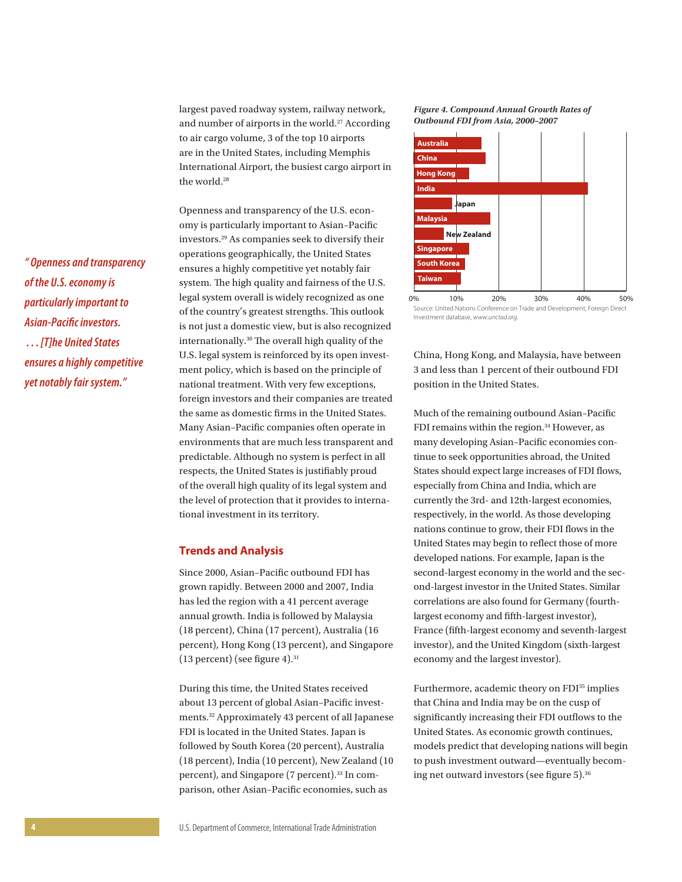largest paved roadway system, railway network, and number of airports in the world.[27] According to air cargo volume, 3 of the top 10 airports are in the United States, including Memphis International Airport, the busiest cargo airport in the world.[28]

Openness and transparency of the U.S. economy is particularly important to Asian–Pacific investors.[29] As companies seek to diversify their operations geographically, the United States ensures a highly competitive yet notably fair system. The high quality and fairness of the U.S. legal system overall is widely recognized as one of the country's greatest strengths. This outlook is not just a domestic view, but is also recognized internationally.[30] The overall high quality of the U.S. legal system is reinforced by its open investment policy, which is based on the principle of national treatment. With very few exceptions, foreign investors and their companies are treated the same as domestic firms in the United States. Many Asian–Pacific companies often operate in environments that are much less transparent and predictable. Although no system is perfect in all respects, the United States is justifiably proud of the overall high quality of its legal system and the level of protection that it provides to international investment in its territory.

*"Openness and transparency of the U.S. economy is particularly important to Asian-Pacific investors. . . . [T]he United States ensures a highly competitive yet notably fair system."*

## Trends and Analysis

Since 2000, Asian–Pacific outbound FDI has grown rapidly. Between 2000 and 2007, India has led the region with a 41 percent average annual growth. India is followed by Malaysia (18 percent), China (17 percent), Australia (16 percent), Hong Kong (13 percent), and Singapore (13 percent) (see figure 4).[31]

During this time, the United States received about 13 percent of global Asian–Pacific investments.[32] Approximately 43 percent of all Japanese FDI is located in the United States. Japan is followed by South Korea (20 percent), Australia (18 percent), India (10 percent), New Zealand (10 percent), and Singapore (7 percent).[33] In comparison, other Asian–Pacific economies, such as China, Hong Kong, and Malaysia, have between 3 and less than 1 percent of their outbound FDI position in the United States.

***Figure 4. Compound Annual Growth Rates of Outbound FDI from Asia, 2000–2007***

| Economy | Growth rate (approx.) |
|---|---|
| Australia | 16% |
| China | 17% |
| Hong Kong | 13% |
| India | 41% |
| Japan | 9% |
| Malaysia | 18% |
| New Zealand | 7% |
| Singapore | 13% |
| South Korea | 12% |
| Taiwan | 11% |

Source: United Nations Conference on Trade and Development, Foreign Direct Investment database, *www.unctad.org*.

Much of the remaining outbound Asian–Pacific FDI remains within the region.[34] However, as many developing Asian–Pacific economies continue to seek opportunities abroad, the United States should expect large increases of FDI flows, especially from China and India, which are currently the 3rd- and 12th-largest economies, respectively, in the world. As those developing nations continue to grow, their FDI flows in the United States may begin to reflect those of more developed nations. For example, Japan is the second-largest economy in the world and the second-largest investor in the United States. Similar correlations are also found for Germany (fourth-largest economy and fifth-largest investor), France (fifth-largest economy and seventh-largest investor), and the United Kingdom (sixth-largest economy and the largest investor).

Furthermore, academic theory on FDI[35] implies that China and India may be on the cusp of significantly increasing their FDI outflows to the United States. As economic growth continues, models predict that developing nations will begin to push investment outward—eventually becoming net outward investors (see figure 5).[36]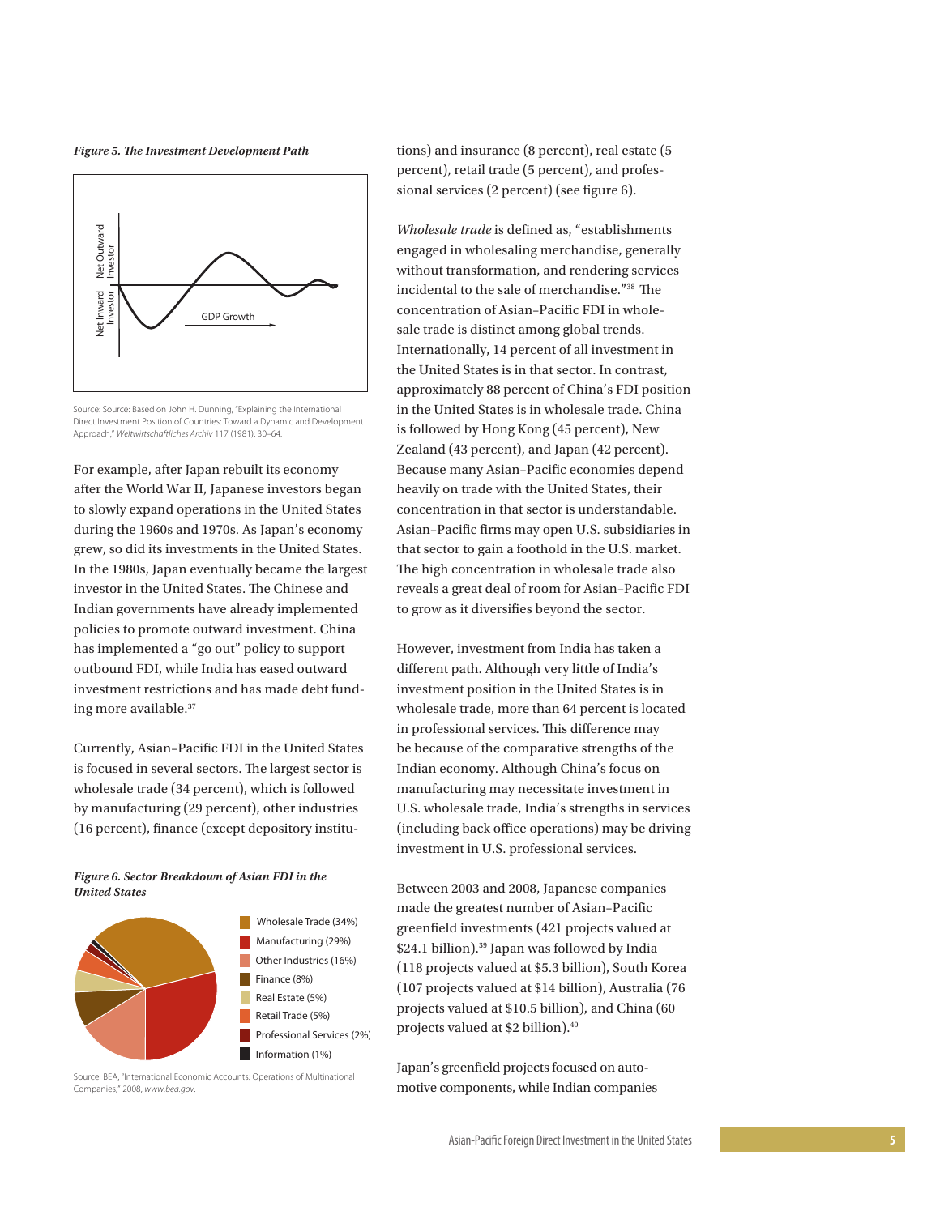*Figure 5. The Investment Development Path*

Net Outward Investor

Net Inward Investor

GDP Growth

Source: Source: Based on John H. Dunning, "Explaining the International Direct Investment Position of Countries: Toward a Dynamic and Development Approach," *Weltwirtschaftliches Archiv* 117 (1981): 30–64.

For example, after Japan rebuilt its economy after the World War II, Japanese investors began to slowly expand operations in the United States during the 1960s and 1970s. As Japan's economy grew, so did its investments in the United States. In the 1980s, Japan eventually became the largest investor in the United States. The Chinese and Indian governments have already implemented policies to promote outward investment. China has implemented a "go out" policy to support outbound FDI, while India has eased outward investment restrictions and has made debt funding more available.[37]

Currently, Asian–Pacific FDI in the United States is focused in several sectors. The largest sector is wholesale trade (34 percent), which is followed by manufacturing (29 percent), other industries (16 percent), finance (except depository institutions) and insurance (8 percent), real estate (5 percent), retail trade (5 percent), and professional services (2 percent) (see figure 6).

*Figure 6. Sector Breakdown of Asian FDI in the United States*

- Wholesale Trade (34%)
- Manufacturing (29%)
- Other Industries (16%)
- Finance (8%)
- Real Estate (5%)
- Retail Trade (5%)
- Professional Services (2%)
- Information (1%)

Source: BEA, "International Economic Accounts: Operations of Multinational Companies," 2008, *www.bea.gov*.

*Wholesale trade* is defined as, "establishments engaged in wholesaling merchandise, generally without transformation, and rendering services incidental to the sale of merchandise."[38] The concentration of Asian–Pacific FDI in wholesale trade is distinct among global trends. Internationally, 14 percent of all investment in the United States is in that sector. In contrast, approximately 88 percent of China's FDI position in the United States is in wholesale trade. China is followed by Hong Kong (45 percent), New Zealand (43 percent), and Japan (42 percent). Because many Asian–Pacific economies depend heavily on trade with the United States, their concentration in that sector is understandable. Asian–Pacific firms may open U.S. subsidiaries in that sector to gain a foothold in the U.S. market. The high concentration in wholesale trade also reveals a great deal of room for Asian–Pacific FDI to grow as it diversifies beyond the sector.

However, investment from India has taken a different path. Although very little of India's investment position in the United States is in wholesale trade, more than 64 percent is located in professional services. This difference may be because of the comparative strengths of the Indian economy. Although China's focus on manufacturing may necessitate investment in U.S. wholesale trade, India's strengths in services (including back office operations) may be driving investment in U.S. professional services.

Between 2003 and 2008, Japanese companies made the greatest number of Asian–Pacific greenfield investments (421 projects valued at $24.1 billion).[39] Japan was followed by India (118 projects valued at $5.3 billion), South Korea (107 projects valued at $14 billion), Australia (76 projects valued at $10.5 billion), and China (60 projects valued at $2 billion).[40]

Japan's greenfield projects focused on automotive components, while Indian companies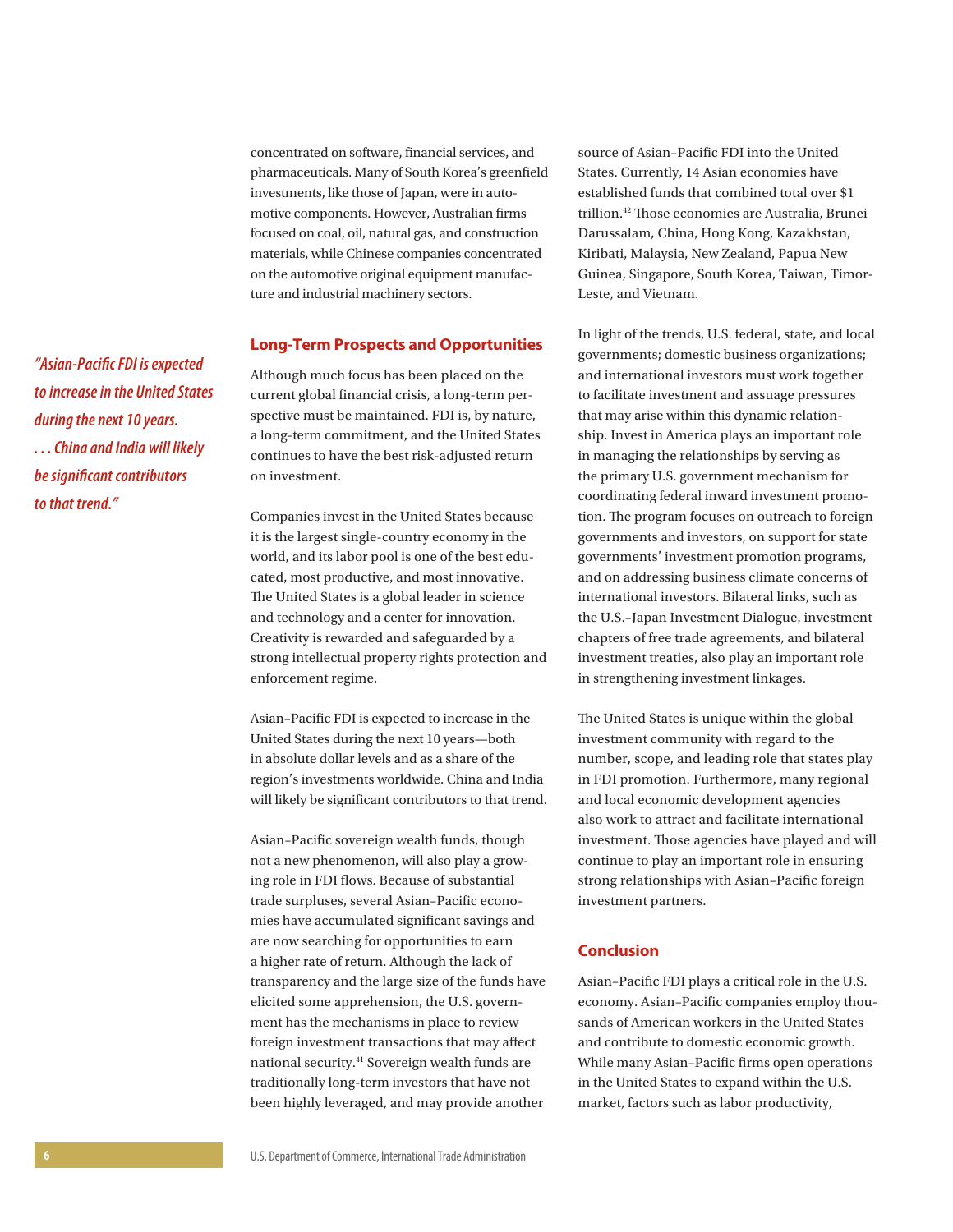concentrated on software, financial services, and pharmaceuticals. Many of South Korea's greenfield investments, like those of Japan, were in automotive components. However, Australian firms focused on coal, oil, natural gas, and construction materials, while Chinese companies concentrated on the automotive original equipment manufacture and industrial machinery sectors.

*"Asian-Pacific FDI is expected to increase in the United States during the next 10 years. . . . China and India will likely be significant contributors to that trend."*

## Long-Term Prospects and Opportunities

Although much focus has been placed on the current global financial crisis, a long-term perspective must be maintained. FDI is, by nature, a long-term commitment, and the United States continues to have the best risk-adjusted return on investment.

Companies invest in the United States because it is the largest single-country economy in the world, and its labor pool is one of the best educated, most productive, and most innovative. The United States is a global leader in science and technology and a center for innovation. Creativity is rewarded and safeguarded by a strong intellectual property rights protection and enforcement regime.

Asian–Pacific FDI is expected to increase in the United States during the next 10 years—both in absolute dollar levels and as a share of the region's investments worldwide. China and India will likely be significant contributors to that trend.

Asian–Pacific sovereign wealth funds, though not a new phenomenon, will also play a growing role in FDI flows. Because of substantial trade surpluses, several Asian–Pacific economies have accumulated significant savings and are now searching for opportunities to earn a higher rate of return. Although the lack of transparency and the large size of the funds have elicited some apprehension, the U.S. government has the mechanisms in place to review foreign investment transactions that may affect national security.[41] Sovereign wealth funds are traditionally long-term investors that have not been highly leveraged, and may provide another source of Asian–Pacific FDI into the United States. Currently, 14 Asian economies have established funds that combined total over $1 trillion.[42] Those economies are Australia, Brunei Darussalam, China, Hong Kong, Kazakhstan, Kiribati, Malaysia, New Zealand, Papua New Guinea, Singapore, South Korea, Taiwan, Timor-Leste, and Vietnam.

In light of the trends, U.S. federal, state, and local governments; domestic business organizations; and international investors must work together to facilitate investment and assuage pressures that may arise within this dynamic relationship. Invest in America plays an important role in managing the relationships by serving as the primary U.S. government mechanism for coordinating federal inward investment promotion. The program focuses on outreach to foreign governments and investors, on support for state governments' investment promotion programs, and on addressing business climate concerns of international investors. Bilateral links, such as the U.S.–Japan Investment Dialogue, investment chapters of free trade agreements, and bilateral investment treaties, also play an important role in strengthening investment linkages.

The United States is unique within the global investment community with regard to the number, scope, and leading role that states play in FDI promotion. Furthermore, many regional and local economic development agencies also work to attract and facilitate international investment. Those agencies have played and will continue to play an important role in ensuring strong relationships with Asian–Pacific foreign investment partners.

## Conclusion

Asian–Pacific FDI plays a critical role in the U.S. economy. Asian–Pacific companies employ thousands of American workers in the United States and contribute to domestic economic growth. While many Asian–Pacific firms open operations in the United States to expand within the U.S. market, factors such as labor productivity,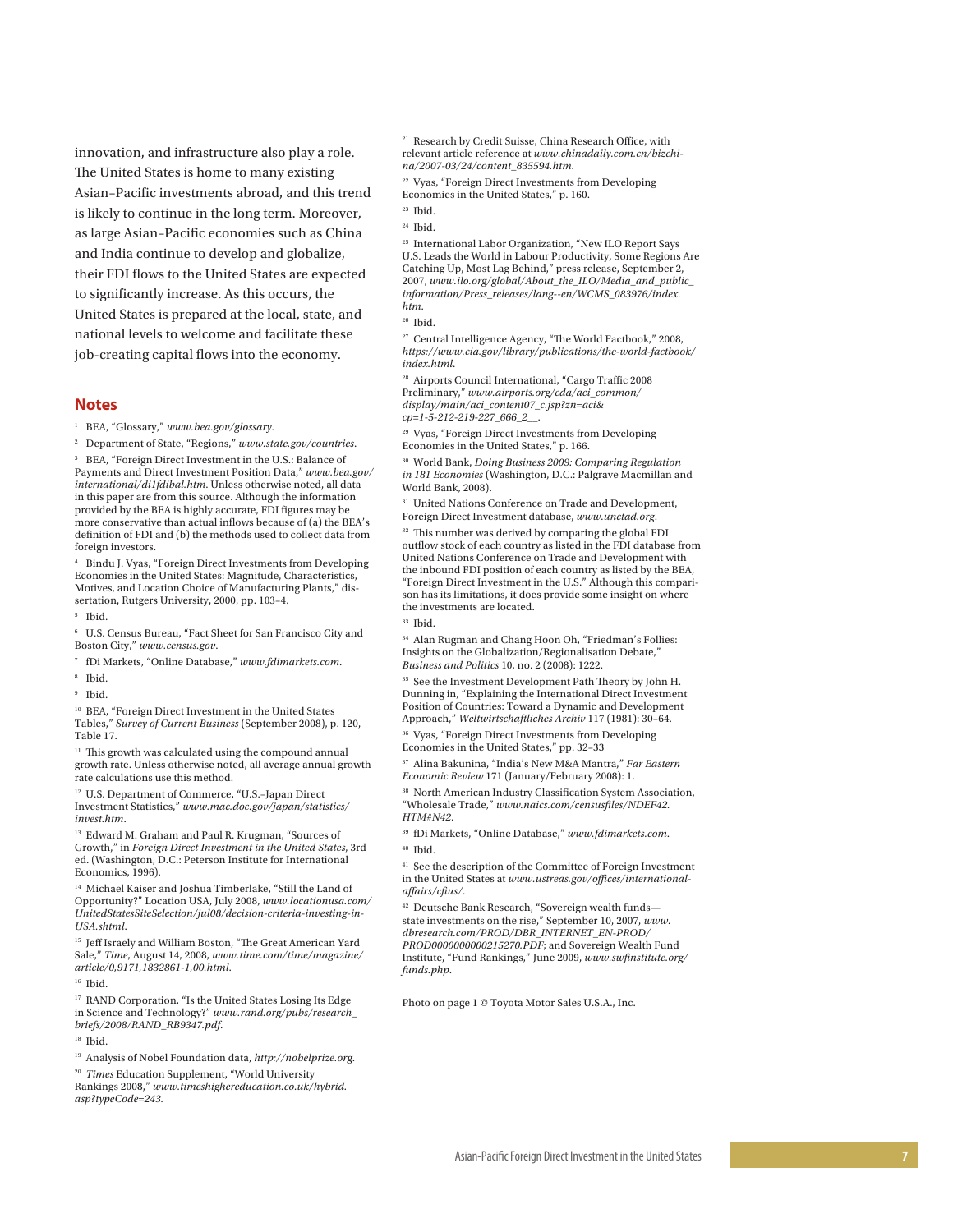innovation, and infrastructure also play a role. The United States is home to many existing Asian–Pacific investments abroad, and this trend is likely to continue in the long term. Moreover, as large Asian–Pacific economies such as China and India continue to develop and globalize, their FDI flows to the United States are expected to significantly increase. As this occurs, the United States is prepared at the local, state, and national levels to welcome and facilitate these job-creating capital flows into the economy.

## Notes

[1] BEA, "Glossary," *www.bea.gov/glossary*.

[2] Department of State, "Regions," *www.state.gov/countries*.

[3] BEA, "Foreign Direct Investment in the U.S.: Balance of Payments and Direct Investment Position Data," *www.bea.gov/international/di1fdibal.htm*. Unless otherwise noted, all data in this paper are from this source. Although the information provided by the BEA is highly accurate, FDI figures may be more conservative than actual inflows because of (a) the BEA's definition of FDI and (b) the methods used to collect data from foreign investors.

[4] Bindu J. Vyas, "Foreign Direct Investments from Developing Economies in the United States: Magnitude, Characteristics, Motives, and Location Choice of Manufacturing Plants," dissertation, Rutgers University, 2000, pp. 103–4.

[5] Ibid.

[6] U.S. Census Bureau, "Fact Sheet for San Francisco City and Boston City," *www.census.gov*.

[7] fDi Markets, "Online Database," *www.fdimarkets.com*.

[8] Ibid.

[9] Ibid.

[10] BEA, "Foreign Direct Investment in the United States Tables," *Survey of Current Business* (September 2008), p. 120, Table 17.

[11] This growth was calculated using the compound annual growth rate. Unless otherwise noted, all average annual growth rate calculations use this method.

[12] U.S. Department of Commerce, "U.S.–Japan Direct Investment Statistics," *www.mac.doc.gov/japan/statistics/invest.htm*.

[13] Edward M. Graham and Paul R. Krugman, "Sources of Growth," in *Foreign Direct Investment in the United States*, 3rd ed. (Washington, D.C.: Peterson Institute for International Economics, 1996).

[14] Michael Kaiser and Joshua Timberlake, "Still the Land of Opportunity?" Location USA, July 2008, *www.locationusa.com/UnitedStatesSiteSelection/jul08/decision-criteria-investing-in-USA.shtml*.

[15] Jeff Israely and William Boston, "The Great American Yard Sale," *Time*, August 14, 2008, *www.time.com/time/magazine/article/0,9171,1832861-1,00.html*.

[16] Ibid.

[17] RAND Corporation, "Is the United States Losing Its Edge in Science and Technology?" *www.rand.org/pubs/research_briefs/2008/RAND_RB9347.pdf*.

[18] Ibid.

[19] Analysis of Nobel Foundation data, *http://nobelprize.org*.

[20] *Times* Education Supplement, "World University Rankings 2008," *www.timeshighereducation.co.uk/hybrid.asp?typeCode=243.*

[21] Research by Credit Suisse, China Research Office, with relevant article reference at *www.chinadaily.com.cn/bizchina/2007-03/24/content_835594.htm*.

[22] Vyas, "Foreign Direct Investments from Developing Economies in the United States," p. 160.

[23] Ibid.

[24] Ibid.

[25] International Labor Organization, "New ILO Report Says U.S. Leads the World in Labour Productivity, Some Regions Are Catching Up, Most Lag Behind," press release, September 2, 2007, *www.ilo.org/global/About_the_ILO/Media_and_public_information/Press_releases/lang--en/WCMS_083976/index.htm*.

[26] Ibid.

[27] Central Intelligence Agency, "The World Factbook," 2008, *https://www.cia.gov/library/publications/the-world-factbook/index.html*.

[28] Airports Council International, "Cargo Traffic 2008 Preliminary," *www.airports.org/cda/aci_common/display/main/aci_content07_c.jsp?zn=aci&cp=1-5-212-219-227_666_2__*.

[29] Vyas, "Foreign Direct Investments from Developing Economies in the United States," p. 166.

[30] World Bank, *Doing Business 2009: Comparing Regulation in 181 Economies* (Washington, D.C.: Palgrave Macmillan and World Bank, 2008).

[31] United Nations Conference on Trade and Development, Foreign Direct Investment database, *www.unctad.org*.

[32] This number was derived by comparing the global FDI outflow stock of each country as listed in the FDI database from United Nations Conference on Trade and Development with the inbound FDI position of each country as listed by the BEA, "Foreign Direct Investment in the U.S." Although this comparison has its limitations, it does provide some insight on where the investments are located.

[33] Ibid.

[34] Alan Rugman and Chang Hoon Oh, "Friedman's Follies: Insights on the Globalization/Regionalisation Debate," *Business and Politics* 10, no. 2 (2008): 1222.

[35] See the Investment Development Path Theory by John H. Dunning in, "Explaining the International Direct Investment Position of Countries: Toward a Dynamic and Development Approach," *Weltwirtschaftliches Archiv* 117 (1981): 30–64.

[36] Vyas, "Foreign Direct Investments from Developing Economies in the United States," pp. 32–33

[37] Alina Bakunina, "India's New M&A Mantra," *Far Eastern Economic Review* 171 (January/February 2008): 1.

[38] North American Industry Classification System Association, "Wholesale Trade," *www.naics.com/censusfiles/NDEF42.HTM#N42*.

[39] fDi Markets, "Online Database," *www.fdimarkets.com*.

[40] Ibid.

[41] See the description of the Committee of Foreign Investment in the United States at *www.ustreas.gov/offices/international-affairs/cfius/*.

[42] Deutsche Bank Research, "Sovereign wealth funds—state investments on the rise," September 10, 2007, *www.dbresearch.com/PROD/DBR_INTERNET_EN-PROD/PROD0000000000215270.PDF*; and Sovereign Wealth Fund Institute, "Fund Rankings," June 2009, *www.swfinstitute.org/funds.php*.

Photo on page 1 © Toyota Motor Sales U.S.A., Inc.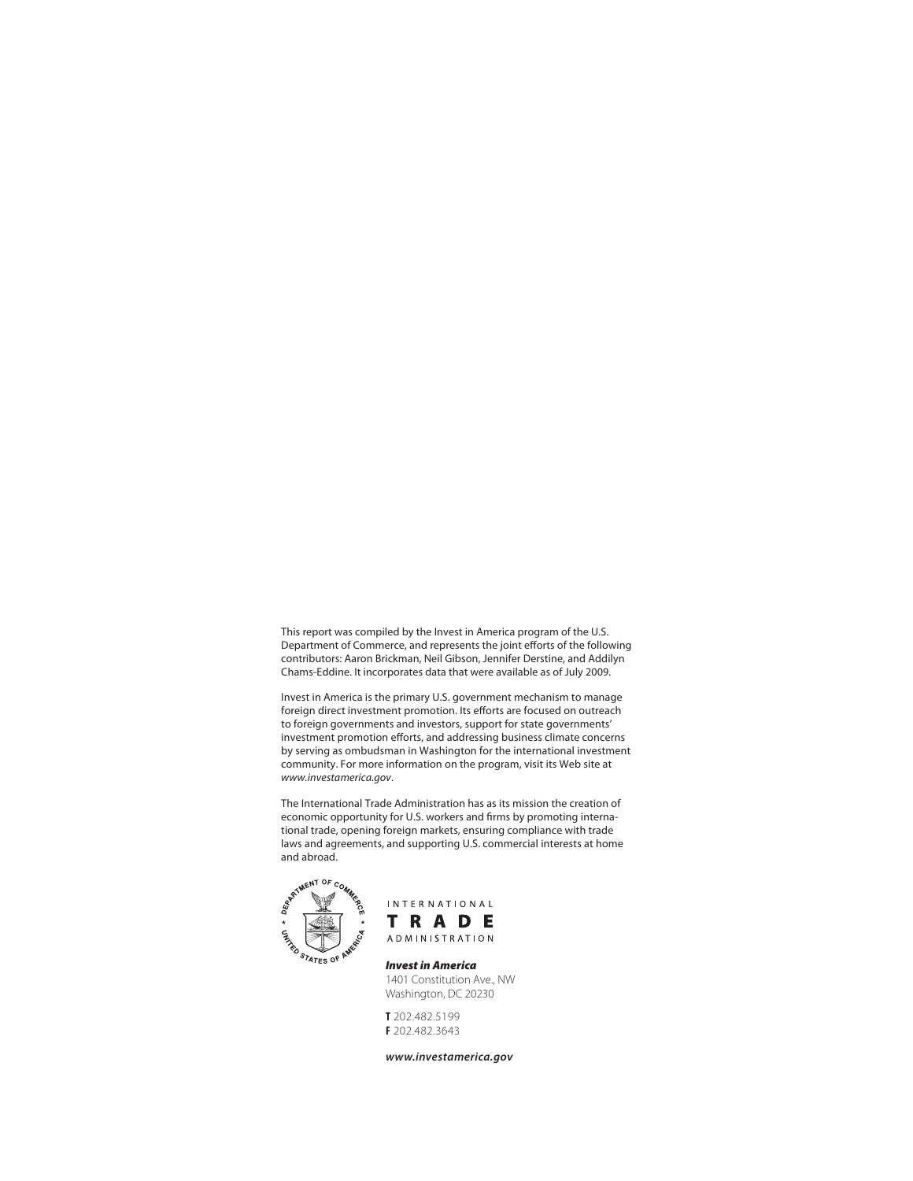This report was compiled by the Invest in America program of the U.S. Department of Commerce, and represents the joint efforts of the following contributors: Aaron Brickman, Neil Gibson, Jennifer Derstine, and Addilyn Chams-Eddine. It incorporates data that were available as of July 2009.

Invest in America is the primary U.S. government mechanism to manage foreign direct investment promotion. Its efforts are focused on outreach to foreign governments and investors, support for state governments' investment promotion efforts, and addressing business climate concerns by serving as ombudsman in Washington for the international investment community. For more information on the program, visit its Web site at *www.investamerica.gov*.

The International Trade Administration has as its mission the creation of economic opportunity for U.S. workers and firms by promoting international trade, opening foreign markets, ensuring compliance with trade laws and agreements, and supporting U.S. commercial interests at home and abroad.

DEPARTMENT OF COMMERCE ★ UNITED STATES OF AMERICA ★

INTERNATIONAL
**TRADE**
ADMINISTRATION

***Invest in America***
1401 Constitution Ave., NW
Washington, DC 20230

**T** 202.482.5199
**F** 202.482.3643

***www.investamerica.gov***